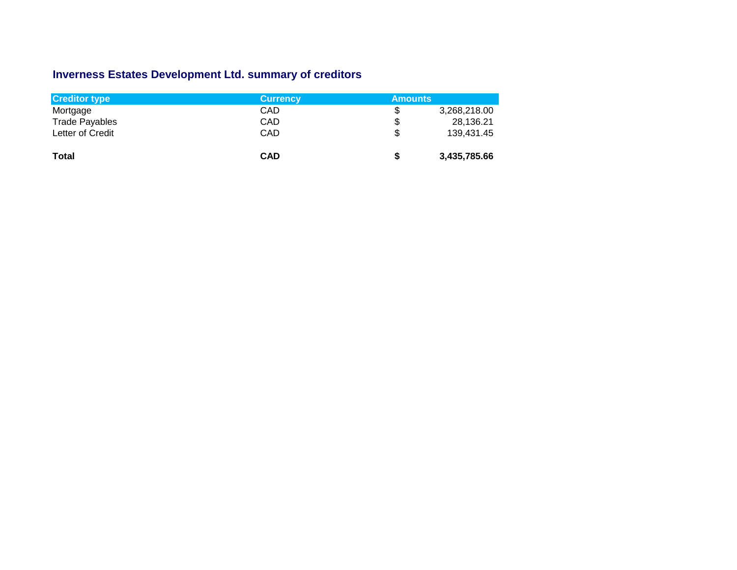## Inverness Estates Development Ltd. summary of creditors

| Creditor type | Currency | Amounts |
|---|---|---|
| Mortgage | CAD | $ 3,268,218.00 |
| Trade Payables | CAD | $ 28,136.21 |
| Letter of Credit | CAD | $ 139,431.45 |
| **Total** | **CAD** | **$ 3,435,785.66** |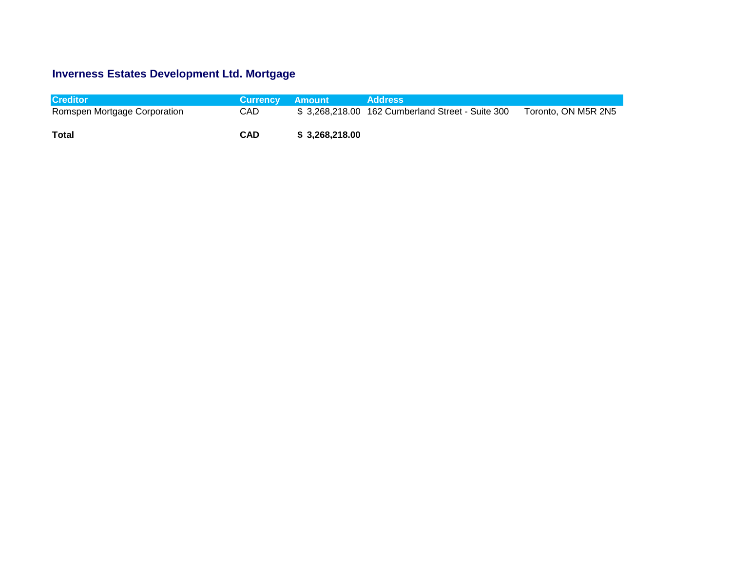## Inverness Estates Development Ltd. Mortgage

| Creditor | Currency | Amount | Address | |
|---|---|---|---|---|
| Romspen Mortgage Corporation | CAD | $ 3,268,218.00 | 162 Cumberland Street - Suite 300 | Toronto, ON M5R 2N5 |
| **Total** | **CAD** | **$ 3,268,218.00** | | |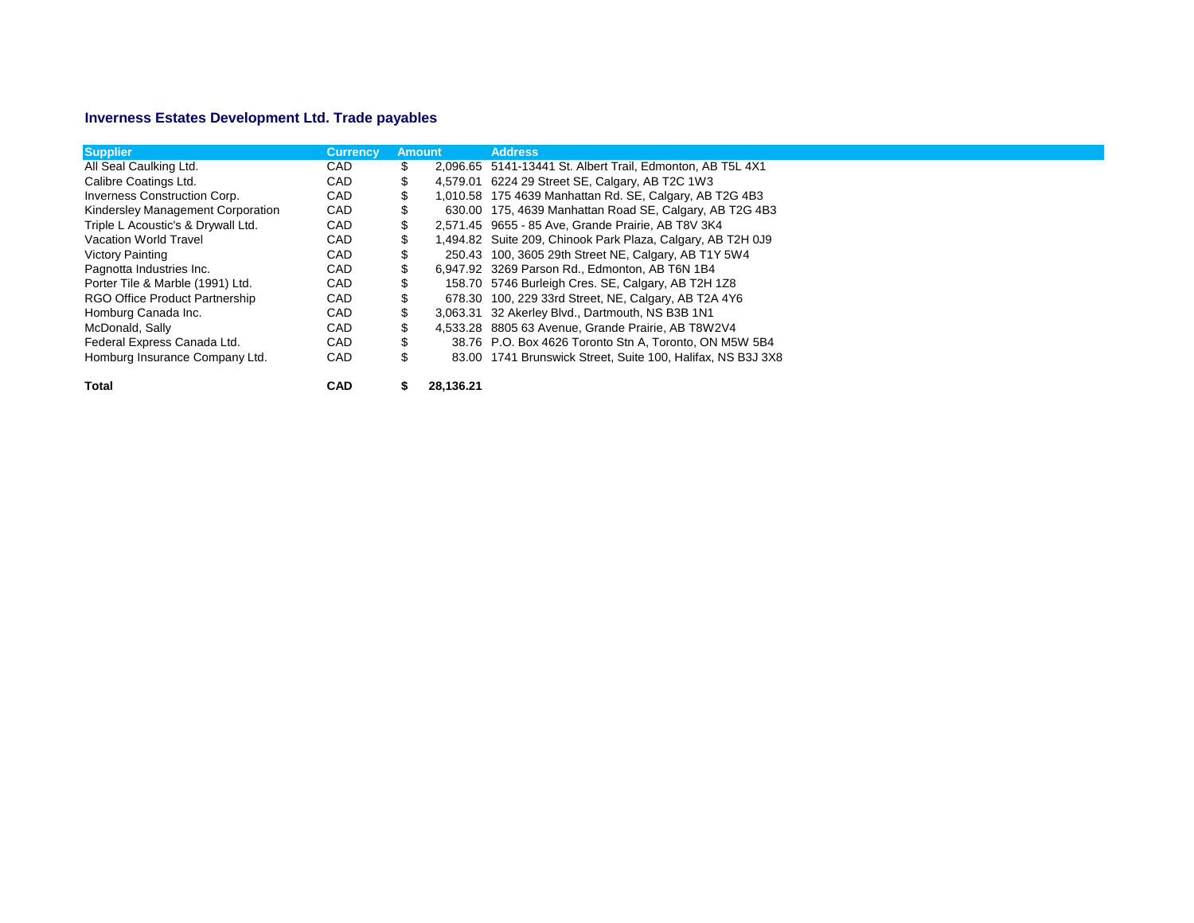### Inverness Estates Development Ltd. Trade payables

| Supplier | Currency | Amount | Address |
|---|---|---|---|
| All Seal Caulking Ltd. | CAD | $ 2,096.65 | 5141-13441 St. Albert Trail, Edmonton, AB T5L 4X1 |
| Calibre Coatings Ltd. | CAD | $ 4,579.01 | 6224 29 Street SE, Calgary, AB T2C 1W3 |
| Inverness Construction Corp. | CAD | $ 1,010.58 | 175 4639 Manhattan Rd. SE, Calgary, AB T2G 4B3 |
| Kindersley Management Corporation | CAD | $ 630.00 | 175, 4639 Manhattan Road SE, Calgary, AB T2G 4B3 |
| Triple L Acoustic's & Drywall Ltd. | CAD | $ 2,571.45 | 9655 - 85 Ave, Grande Prairie, AB T8V 3K4 |
| Vacation World Travel | CAD | $ 1,494.82 | Suite 209, Chinook Park Plaza, Calgary, AB T2H 0J9 |
| Victory Painting | CAD | $ 250.43 | 100, 3605 29th Street NE, Calgary, AB T1Y 5W4 |
| Pagnotta Industries Inc. | CAD | $ 6,947.92 | 3269 Parson Rd., Edmonton, AB T6N 1B4 |
| Porter Tile & Marble (1991) Ltd. | CAD | $ 158.70 | 5746 Burleigh Cres. SE, Calgary, AB T2H 1Z8 |
| RGO Office Product Partnership | CAD | $ 678.30 | 100, 229 33rd Street, NE, Calgary, AB T2A 4Y6 |
| Homburg Canada Inc. | CAD | $ 3,063.31 | 32 Akerley Blvd., Dartmouth, NS B3B 1N1 |
| McDonald, Sally | CAD | $ 4,533.28 | 8805 63 Avenue, Grande Prairie, AB T8W2V4 |
| Federal Express Canada Ltd. | CAD | $ 38.76 | P.O. Box 4626 Toronto Stn A, Toronto, ON M5W 5B4 |
| Homburg Insurance Company Ltd. | CAD | $ 83.00 | 1741 Brunswick Street, Suite 100, Halifax, NS B3J 3X8 |
| **Total** | **CAD** | **$ 28,136.21** | |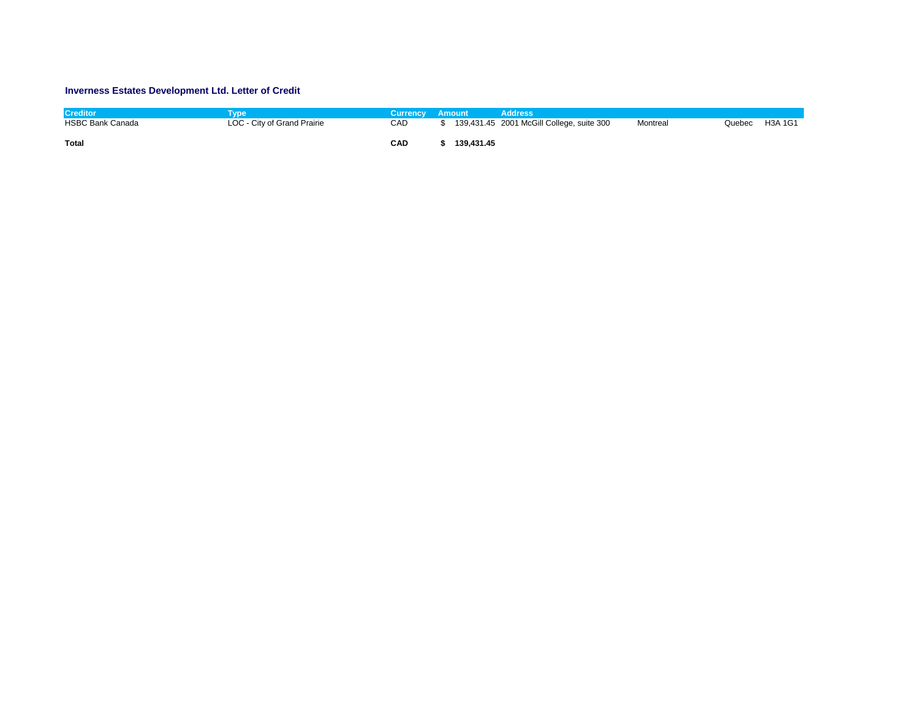### Inverness Estates Development Ltd. Letter of Credit

| Creditor | Type | Currency | Amount | Address | | | |
|---|---|---|---|---|---|---|---|
| HSBC Bank Canada | LOC - City of Grand Prairie | CAD | $ 139,431.45 | 2001 McGill College, suite 300 | Montreal | Quebec | H3A 1G1 |
| **Total** | | **CAD** | **$ 139,431.45** | | | | |